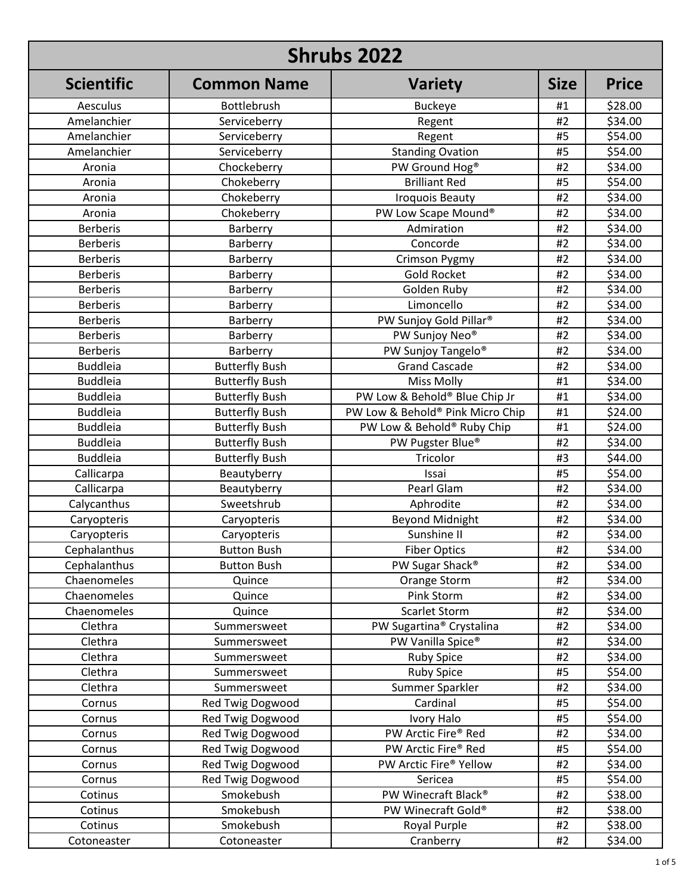# Shrubs 2022

| Scientific | Common Name | Variety | Size | Price |
|---|---|---|---|---|
| Aesculus | Bottlebrush | Buckeye | #1 | $28.00 |
| Amelanchier | Serviceberry | Regent | #2 | $34.00 |
| Amelanchier | Serviceberry | Regent | #5 | $54.00 |
| Amelanchier | Serviceberry | Standing Ovation | #5 | $54.00 |
| Aronia | Chockeberry | PW Ground Hog® | #2 | $34.00 |
| Aronia | Chokeberry | Brilliant Red | #5 | $54.00 |
| Aronia | Chokeberry | Iroquois Beauty | #2 | $34.00 |
| Aronia | Chokeberry | PW Low Scape Mound® | #2 | $34.00 |
| Berberis | Barberry | Admiration | #2 | $34.00 |
| Berberis | Barberry | Concorde | #2 | $34.00 |
| Berberis | Barberry | Crimson Pygmy | #2 | $34.00 |
| Berberis | Barberry | Gold Rocket | #2 | $34.00 |
| Berberis | Barberry | Golden Ruby | #2 | $34.00 |
| Berberis | Barberry | Limoncello | #2 | $34.00 |
| Berberis | Barberry | PW Sunjoy Gold Pillar® | #2 | $34.00 |
| Berberis | Barberry | PW Sunjoy Neo® | #2 | $34.00 |
| Berberis | Barberry | PW Sunjoy Tangelo® | #2 | $34.00 |
| Buddleia | Butterfly Bush | Grand Cascade | #2 | $34.00 |
| Buddleia | Butterfly Bush | Miss Molly | #1 | $34.00 |
| Buddleia | Butterfly Bush | PW Low & Behold® Blue Chip Jr | #1 | $34.00 |
| Buddleia | Butterfly Bush | PW Low & Behold® Pink Micro Chip | #1 | $24.00 |
| Buddleia | Butterfly Bush | PW Low & Behold® Ruby Chip | #1 | $24.00 |
| Buddleia | Butterfly Bush | PW Pugster Blue® | #2 | $34.00 |
| Buddleia | Butterfly Bush | Tricolor | #3 | $44.00 |
| Callicarpa | Beautyberry | Issai | #5 | $54.00 |
| Callicarpa | Beautyberry | Pearl Glam | #2 | $34.00 |
| Calycanthus | Sweetshrub | Aphrodite | #2 | $34.00 |
| Caryopteris | Caryopteris | Beyond Midnight | #2 | $34.00 |
| Caryopteris | Caryopteris | Sunshine II | #2 | $34.00 |
| Cephalanthus | Button Bush | Fiber Optics | #2 | $34.00 |
| Cephalanthus | Button Bush | PW Sugar Shack® | #2 | $34.00 |
| Chaenomeles | Quince | Orange Storm | #2 | $34.00 |
| Chaenomeles | Quince | Pink Storm | #2 | $34.00 |
| Chaenomeles | Quince | Scarlet Storm | #2 | $34.00 |
| Clethra | Summersweet | PW Sugartina® Crystalina | #2 | $34.00 |
| Clethra | Summersweet | PW Vanilla Spice® | #2 | $34.00 |
| Clethra | Summersweet | Ruby Spice | #2 | $34.00 |
| Clethra | Summersweet | Ruby Spice | #5 | $54.00 |
| Clethra | Summersweet | Summer Sparkler | #2 | $34.00 |
| Cornus | Red Twig Dogwood | Cardinal | #5 | $54.00 |
| Cornus | Red Twig Dogwood | Ivory Halo | #5 | $54.00 |
| Cornus | Red Twig Dogwood | PW Arctic Fire® Red | #2 | $34.00 |
| Cornus | Red Twig Dogwood | PW Arctic Fire® Red | #5 | $54.00 |
| Cornus | Red Twig Dogwood | PW Arctic Fire® Yellow | #2 | $34.00 |
| Cornus | Red Twig Dogwood | Sericea | #5 | $54.00 |
| Cotinus | Smokebush | PW Winecraft Black® | #2 | $38.00 |
| Cotinus | Smokebush | PW Winecraft Gold® | #2 | $38.00 |
| Cotinus | Smokebush | Royal Purple | #2 | $38.00 |
| Cotoneaster | Cotoneaster | Cranberry | #2 | $34.00 |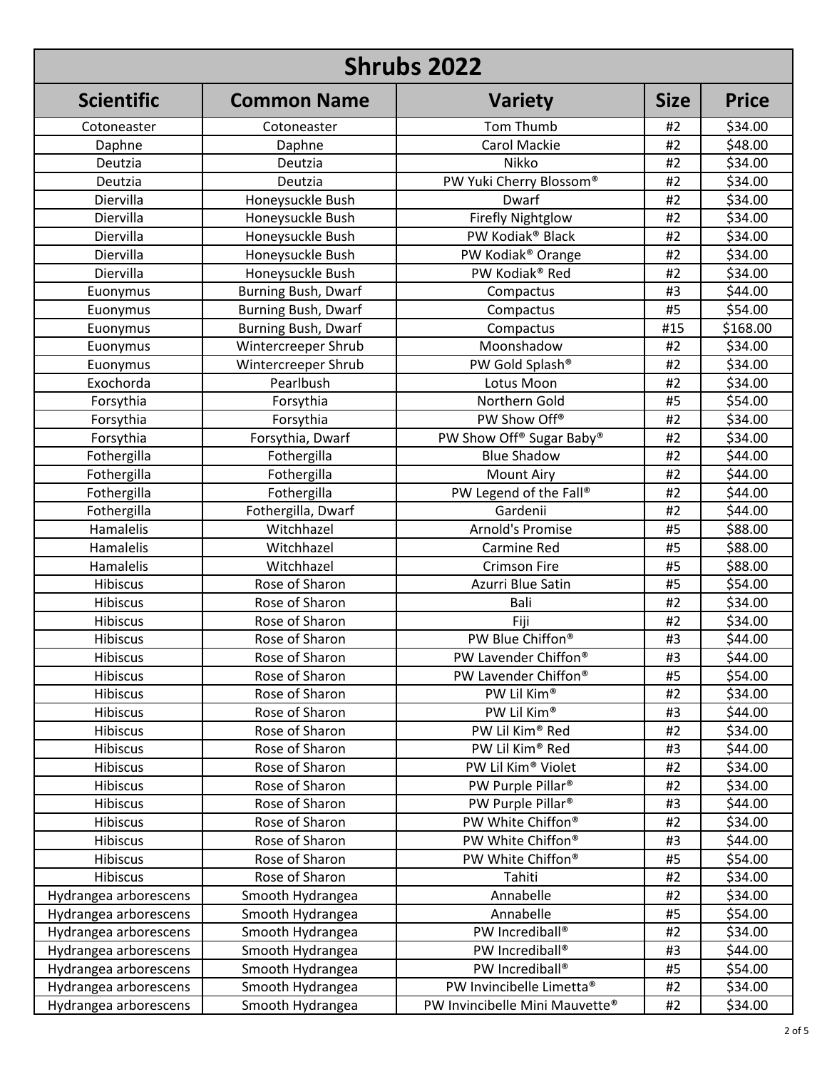| Shrubs 2022 | | | | |
|---|---|---|---|---|
| **Scientific** | **Common Name** | **Variety** | **Size** | **Price** |
| Cotoneaster | Cotoneaster | Tom Thumb | #2 | $34.00 |
| Daphne | Daphne | Carol Mackie | #2 | $48.00 |
| Deutzia | Deutzia | Nikko | #2 | $34.00 |
| Deutzia | Deutzia | PW Yuki Cherry Blossom® | #2 | $34.00 |
| Diervilla | Honeysuckle Bush | Dwarf | #2 | $34.00 |
| Diervilla | Honeysuckle Bush | Firefly Nightglow | #2 | $34.00 |
| Diervilla | Honeysuckle Bush | PW Kodiak® Black | #2 | $34.00 |
| Diervilla | Honeysuckle Bush | PW Kodiak® Orange | #2 | $34.00 |
| Diervilla | Honeysuckle Bush | PW Kodiak® Red | #2 | $34.00 |
| Euonymus | Burning Bush, Dwarf | Compactus | #3 | $44.00 |
| Euonymus | Burning Bush, Dwarf | Compactus | #5 | $54.00 |
| Euonymus | Burning Bush, Dwarf | Compactus | #15 | $168.00 |
| Euonymus | Wintercreeper Shrub | Moonshadow | #2 | $34.00 |
| Euonymus | Wintercreeper Shrub | PW Gold Splash® | #2 | $34.00 |
| Exochorda | Pearlbush | Lotus Moon | #2 | $34.00 |
| Forsythia | Forsythia | Northern Gold | #5 | $54.00 |
| Forsythia | Forsythia | PW Show Off® | #2 | $34.00 |
| Forsythia | Forsythia, Dwarf | PW Show Off® Sugar Baby® | #2 | $34.00 |
| Fothergilla | Fothergilla | Blue Shadow | #2 | $44.00 |
| Fothergilla | Fothergilla | Mount Airy | #2 | $44.00 |
| Fothergilla | Fothergilla | PW Legend of the Fall® | #2 | $44.00 |
| Fothergilla | Fothergilla, Dwarf | Gardenii | #2 | $44.00 |
| Hamalelis | Witchhazel | Arnold's Promise | #5 | $88.00 |
| Hamalelis | Witchhazel | Carmine Red | #5 | $88.00 |
| Hamalelis | Witchhazel | Crimson Fire | #5 | $88.00 |
| Hibiscus | Rose of Sharon | Azurri Blue Satin | #5 | $54.00 |
| Hibiscus | Rose of Sharon | Bali | #2 | $34.00 |
| Hibiscus | Rose of Sharon | Fiji | #2 | $34.00 |
| Hibiscus | Rose of Sharon | PW Blue Chiffon® | #3 | $44.00 |
| Hibiscus | Rose of Sharon | PW Lavender Chiffon® | #3 | $44.00 |
| Hibiscus | Rose of Sharon | PW Lavender Chiffon® | #5 | $54.00 |
| Hibiscus | Rose of Sharon | PW Lil Kim® | #2 | $34.00 |
| Hibiscus | Rose of Sharon | PW Lil Kim® | #3 | $44.00 |
| Hibiscus | Rose of Sharon | PW Lil Kim® Red | #2 | $34.00 |
| Hibiscus | Rose of Sharon | PW Lil Kim® Red | #3 | $44.00 |
| Hibiscus | Rose of Sharon | PW Lil Kim® Violet | #2 | $34.00 |
| Hibiscus | Rose of Sharon | PW Purple Pillar® | #2 | $34.00 |
| Hibiscus | Rose of Sharon | PW Purple Pillar® | #3 | $44.00 |
| Hibiscus | Rose of Sharon | PW White Chiffon® | #2 | $34.00 |
| Hibiscus | Rose of Sharon | PW White Chiffon® | #3 | $44.00 |
| Hibiscus | Rose of Sharon | PW White Chiffon® | #5 | $54.00 |
| Hibiscus | Rose of Sharon | Tahiti | #2 | $34.00 |
| Hydrangea arborescens | Smooth Hydrangea | Annabelle | #2 | $34.00 |
| Hydrangea arborescens | Smooth Hydrangea | Annabelle | #5 | $54.00 |
| Hydrangea arborescens | Smooth Hydrangea | PW Incrediball® | #2 | $34.00 |
| Hydrangea arborescens | Smooth Hydrangea | PW Incrediball® | #3 | $44.00 |
| Hydrangea arborescens | Smooth Hydrangea | PW Incrediball® | #5 | $54.00 |
| Hydrangea arborescens | Smooth Hydrangea | PW Invincibelle Limetta® | #2 | $34.00 |
| Hydrangea arborescens | Smooth Hydrangea | PW Invincibelle Mini Mauvette® | #2 | $34.00 |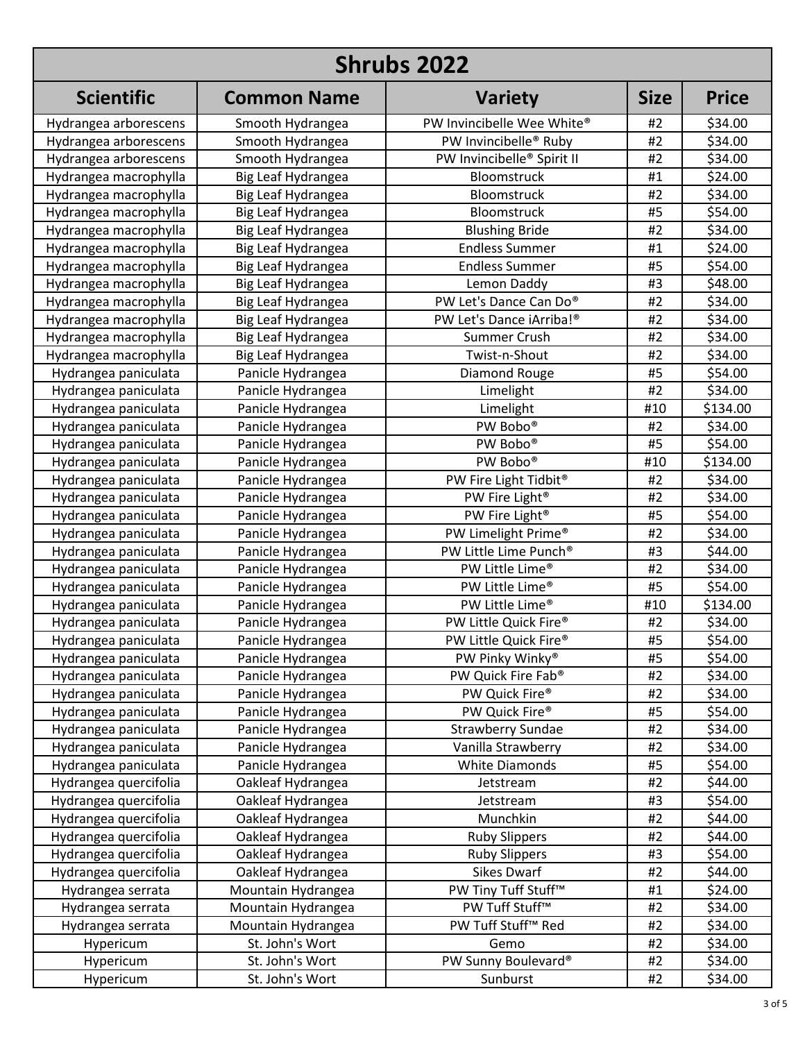# Shrubs 2022

| Scientific | Common Name | Variety | Size | Price |
|---|---|---|---|---|
| Hydrangea arborescens | Smooth Hydrangea | PW Invincibelle Wee White® | #2 | $34.00 |
| Hydrangea arborescens | Smooth Hydrangea | PW Invincibelle® Ruby | #2 | $34.00 |
| Hydrangea arborescens | Smooth Hydrangea | PW Invincibelle® Spirit II | #2 | $34.00 |
| Hydrangea macrophylla | Big Leaf Hydrangea | Bloomstruck | #1 | $24.00 |
| Hydrangea macrophylla | Big Leaf Hydrangea | Bloomstruck | #2 | $34.00 |
| Hydrangea macrophylla | Big Leaf Hydrangea | Bloomstruck | #5 | $54.00 |
| Hydrangea macrophylla | Big Leaf Hydrangea | Blushing Bride | #2 | $34.00 |
| Hydrangea macrophylla | Big Leaf Hydrangea | Endless Summer | #1 | $24.00 |
| Hydrangea macrophylla | Big Leaf Hydrangea | Endless Summer | #5 | $54.00 |
| Hydrangea macrophylla | Big Leaf Hydrangea | Lemon Daddy | #3 | $48.00 |
| Hydrangea macrophylla | Big Leaf Hydrangea | PW Let's Dance Can Do® | #2 | $34.00 |
| Hydrangea macrophylla | Big Leaf Hydrangea | PW Let's Dance iArriba!® | #2 | $34.00 |
| Hydrangea macrophylla | Big Leaf Hydrangea | Summer Crush | #2 | $34.00 |
| Hydrangea macrophylla | Big Leaf Hydrangea | Twist-n-Shout | #2 | $34.00 |
| Hydrangea paniculata | Panicle Hydrangea | Diamond Rouge | #5 | $54.00 |
| Hydrangea paniculata | Panicle Hydrangea | Limelight | #2 | $34.00 |
| Hydrangea paniculata | Panicle Hydrangea | Limelight | #10 | $134.00 |
| Hydrangea paniculata | Panicle Hydrangea | PW Bobo® | #2 | $34.00 |
| Hydrangea paniculata | Panicle Hydrangea | PW Bobo® | #5 | $54.00 |
| Hydrangea paniculata | Panicle Hydrangea | PW Bobo® | #10 | $134.00 |
| Hydrangea paniculata | Panicle Hydrangea | PW Fire Light Tidbit® | #2 | $34.00 |
| Hydrangea paniculata | Panicle Hydrangea | PW Fire Light® | #2 | $34.00 |
| Hydrangea paniculata | Panicle Hydrangea | PW Fire Light® | #5 | $54.00 |
| Hydrangea paniculata | Panicle Hydrangea | PW Limelight Prime® | #2 | $34.00 |
| Hydrangea paniculata | Panicle Hydrangea | PW Little Lime Punch® | #3 | $44.00 |
| Hydrangea paniculata | Panicle Hydrangea | PW Little Lime® | #2 | $34.00 |
| Hydrangea paniculata | Panicle Hydrangea | PW Little Lime® | #5 | $54.00 |
| Hydrangea paniculata | Panicle Hydrangea | PW Little Lime® | #10 | $134.00 |
| Hydrangea paniculata | Panicle Hydrangea | PW Little Quick Fire® | #2 | $34.00 |
| Hydrangea paniculata | Panicle Hydrangea | PW Little Quick Fire® | #5 | $54.00 |
| Hydrangea paniculata | Panicle Hydrangea | PW Pinky Winky® | #5 | $54.00 |
| Hydrangea paniculata | Panicle Hydrangea | PW Quick Fire Fab® | #2 | $34.00 |
| Hydrangea paniculata | Panicle Hydrangea | PW Quick Fire® | #2 | $34.00 |
| Hydrangea paniculata | Panicle Hydrangea | PW Quick Fire® | #5 | $54.00 |
| Hydrangea paniculata | Panicle Hydrangea | Strawberry Sundae | #2 | $34.00 |
| Hydrangea paniculata | Panicle Hydrangea | Vanilla Strawberry | #2 | $34.00 |
| Hydrangea paniculata | Panicle Hydrangea | White Diamonds | #5 | $54.00 |
| Hydrangea quercifolia | Oakleaf Hydrangea | Jetstream | #2 | $44.00 |
| Hydrangea quercifolia | Oakleaf Hydrangea | Jetstream | #3 | $54.00 |
| Hydrangea quercifolia | Oakleaf Hydrangea | Munchkin | #2 | $44.00 |
| Hydrangea quercifolia | Oakleaf Hydrangea | Ruby Slippers | #2 | $44.00 |
| Hydrangea quercifolia | Oakleaf Hydrangea | Ruby Slippers | #3 | $54.00 |
| Hydrangea quercifolia | Oakleaf Hydrangea | Sikes Dwarf | #2 | $44.00 |
| Hydrangea serrata | Mountain Hydrangea | PW Tiny Tuff Stuff™ | #1 | $24.00 |
| Hydrangea serrata | Mountain Hydrangea | PW Tuff Stuff™ | #2 | $34.00 |
| Hydrangea serrata | Mountain Hydrangea | PW Tuff Stuff™ Red | #2 | $34.00 |
| Hypericum | St. John's Wort | Gemo | #2 | $34.00 |
| Hypericum | St. John's Wort | PW Sunny Boulevard® | #2 | $34.00 |
| Hypericum | St. John's Wort | Sunburst | #2 | $34.00 |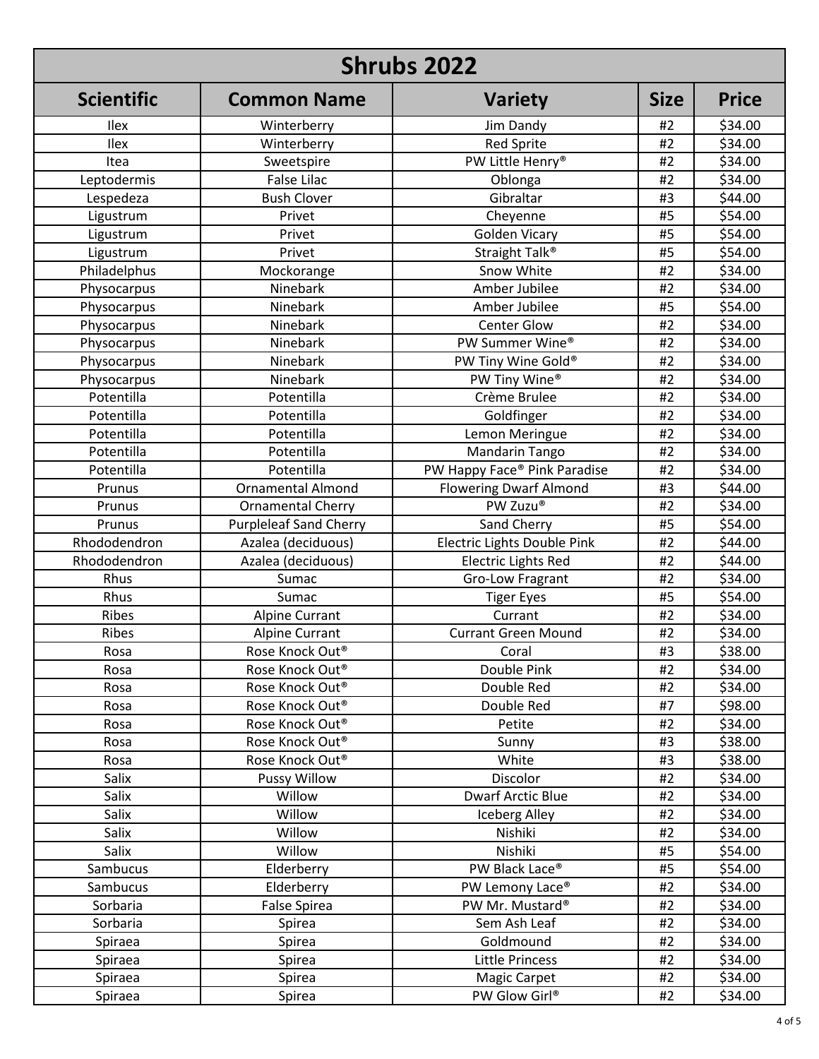| Shrubs 2022 | | | | |
|---|---|---|---|---|
| **Scientific** | **Common Name** | **Variety** | **Size** | **Price** |
| Ilex | Winterberry | Jim Dandy | #2 | $34.00 |
| Ilex | Winterberry | Red Sprite | #2 | $34.00 |
| Itea | Sweetspire | PW Little Henry® | #2 | $34.00 |
| Leptodermis | False Lilac | Oblonga | #2 | $34.00 |
| Lespedeza | Bush Clover | Gibraltar | #3 | $44.00 |
| Ligustrum | Privet | Cheyenne | #5 | $54.00 |
| Ligustrum | Privet | Golden Vicary | #5 | $54.00 |
| Ligustrum | Privet | Straight Talk® | #5 | $54.00 |
| Philadelphus | Mockorange | Snow White | #2 | $34.00 |
| Physocarpus | Ninebark | Amber Jubilee | #2 | $34.00 |
| Physocarpus | Ninebark | Amber Jubilee | #5 | $54.00 |
| Physocarpus | Ninebark | Center Glow | #2 | $34.00 |
| Physocarpus | Ninebark | PW Summer Wine® | #2 | $34.00 |
| Physocarpus | Ninebark | PW Tiny Wine Gold® | #2 | $34.00 |
| Physocarpus | Ninebark | PW Tiny Wine® | #2 | $34.00 |
| Potentilla | Potentilla | Crème Brulee | #2 | $34.00 |
| Potentilla | Potentilla | Goldfinger | #2 | $34.00 |
| Potentilla | Potentilla | Lemon Meringue | #2 | $34.00 |
| Potentilla | Potentilla | Mandarin Tango | #2 | $34.00 |
| Potentilla | Potentilla | PW Happy Face® Pink Paradise | #2 | $34.00 |
| Prunus | Ornamental Almond | Flowering Dwarf Almond | #3 | $44.00 |
| Prunus | Ornamental Cherry | PW Zuzu® | #2 | $34.00 |
| Prunus | Purpleleaf Sand Cherry | Sand Cherry | #5 | $54.00 |
| Rhododendron | Azalea (deciduous) | Electric Lights Double Pink | #2 | $44.00 |
| Rhododendron | Azalea (deciduous) | Electric Lights Red | #2 | $44.00 |
| Rhus | Sumac | Gro-Low Fragrant | #2 | $34.00 |
| Rhus | Sumac | Tiger Eyes | #5 | $54.00 |
| Ribes | Alpine Currant | Currant | #2 | $34.00 |
| Ribes | Alpine Currant | Currant Green Mound | #2 | $34.00 |
| Rosa | Rose Knock Out® | Coral | #3 | $38.00 |
| Rosa | Rose Knock Out® | Double Pink | #2 | $34.00 |
| Rosa | Rose Knock Out® | Double Red | #2 | $34.00 |
| Rosa | Rose Knock Out® | Double Red | #7 | $98.00 |
| Rosa | Rose Knock Out® | Petite | #2 | $34.00 |
| Rosa | Rose Knock Out® | Sunny | #3 | $38.00 |
| Rosa | Rose Knock Out® | White | #3 | $38.00 |
| Salix | Pussy Willow | Discolor | #2 | $34.00 |
| Salix | Willow | Dwarf Arctic Blue | #2 | $34.00 |
| Salix | Willow | Iceberg Alley | #2 | $34.00 |
| Salix | Willow | Nishiki | #2 | $34.00 |
| Salix | Willow | Nishiki | #5 | $54.00 |
| Sambucus | Elderberry | PW Black Lace® | #5 | $54.00 |
| Sambucus | Elderberry | PW Lemony Lace® | #2 | $34.00 |
| Sorbaria | False Spirea | PW Mr. Mustard® | #2 | $34.00 |
| Sorbaria | Spirea | Sem Ash Leaf | #2 | $34.00 |
| Spiraea | Spirea | Goldmound | #2 | $34.00 |
| Spiraea | Spirea | Little Princess | #2 | $34.00 |
| Spiraea | Spirea | Magic Carpet | #2 | $34.00 |
| Spiraea | Spirea | PW Glow Girl® | #2 | $34.00 |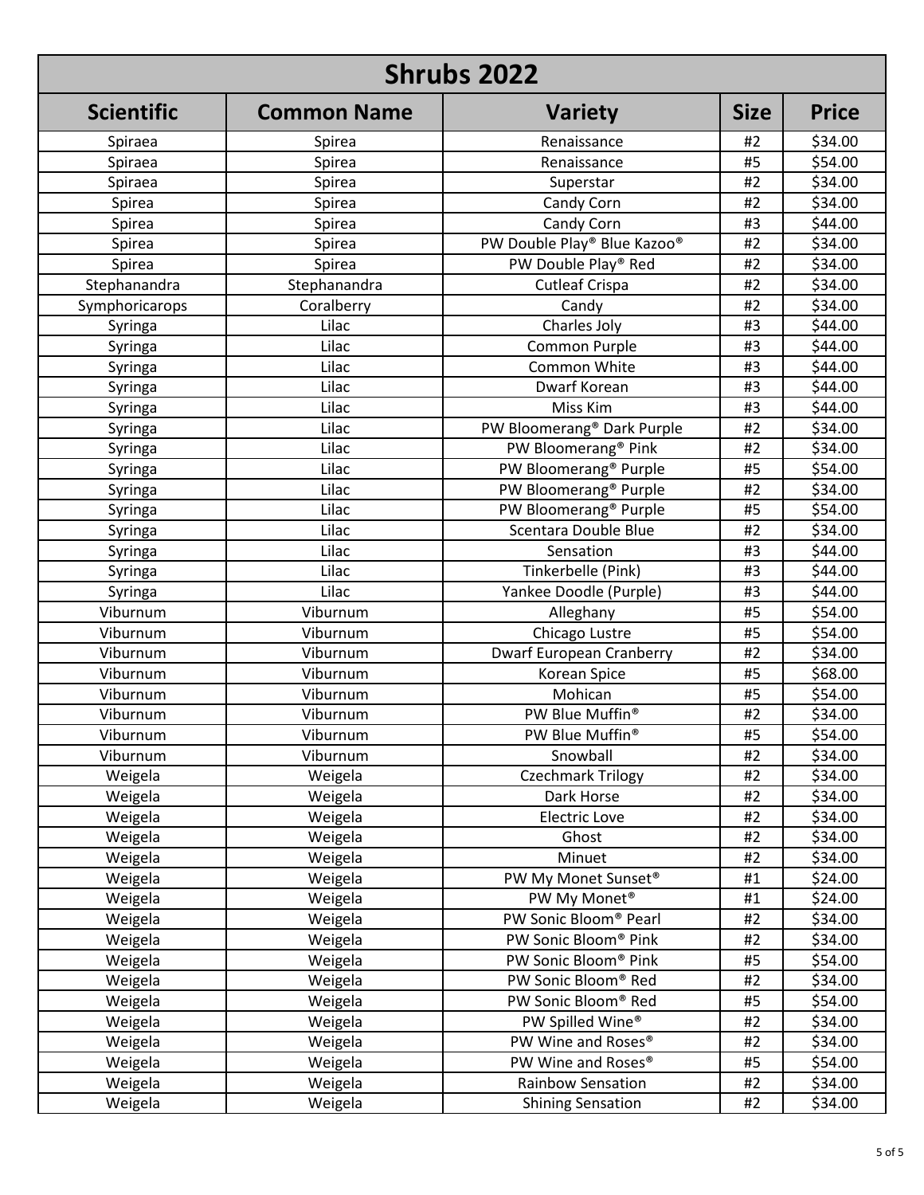# Shrubs 2022

| Scientific | Common Name | Variety | Size | Price |
|---|---|---|---|---|
| Spiraea | Spirea | Renaissance | #2 | $34.00 |
| Spiraea | Spirea | Renaissance | #5 | $54.00 |
| Spiraea | Spirea | Superstar | #2 | $34.00 |
| Spirea | Spirea | Candy Corn | #2 | $34.00 |
| Spirea | Spirea | Candy Corn | #3 | $44.00 |
| Spirea | Spirea | PW Double Play® Blue Kazoo® | #2 | $34.00 |
| Spirea | Spirea | PW Double Play® Red | #2 | $34.00 |
| Stephanandra | Stephanandra | Cutleaf Crispa | #2 | $34.00 |
| Symphoricarops | Coralberry | Candy | #2 | $34.00 |
| Syringa | Lilac | Charles Joly | #3 | $44.00 |
| Syringa | Lilac | Common Purple | #3 | $44.00 |
| Syringa | Lilac | Common White | #3 | $44.00 |
| Syringa | Lilac | Dwarf Korean | #3 | $44.00 |
| Syringa | Lilac | Miss Kim | #3 | $44.00 |
| Syringa | Lilac | PW Bloomerang® Dark Purple | #2 | $34.00 |
| Syringa | Lilac | PW Bloomerang® Pink | #2 | $34.00 |
| Syringa | Lilac | PW Bloomerang® Purple | #5 | $54.00 |
| Syringa | Lilac | PW Bloomerang® Purple | #2 | $34.00 |
| Syringa | Lilac | PW Bloomerang® Purple | #5 | $54.00 |
| Syringa | Lilac | Scentara Double Blue | #2 | $34.00 |
| Syringa | Lilac | Sensation | #3 | $44.00 |
| Syringa | Lilac | Tinkerbelle (Pink) | #3 | $44.00 |
| Syringa | Lilac | Yankee Doodle (Purple) | #3 | $44.00 |
| Viburnum | Viburnum | Alleghany | #5 | $54.00 |
| Viburnum | Viburnum | Chicago Lustre | #5 | $54.00 |
| Viburnum | Viburnum | Dwarf European Cranberry | #2 | $34.00 |
| Viburnum | Viburnum | Korean Spice | #5 | $68.00 |
| Viburnum | Viburnum | Mohican | #5 | $54.00 |
| Viburnum | Viburnum | PW Blue Muffin® | #2 | $34.00 |
| Viburnum | Viburnum | PW Blue Muffin® | #5 | $54.00 |
| Viburnum | Viburnum | Snowball | #2 | $34.00 |
| Weigela | Weigela | Czechmark Trilogy | #2 | $34.00 |
| Weigela | Weigela | Dark Horse | #2 | $34.00 |
| Weigela | Weigela | Electric Love | #2 | $34.00 |
| Weigela | Weigela | Ghost | #2 | $34.00 |
| Weigela | Weigela | Minuet | #2 | $34.00 |
| Weigela | Weigela | PW My Monet Sunset® | #1 | $24.00 |
| Weigela | Weigela | PW My Monet® | #1 | $24.00 |
| Weigela | Weigela | PW Sonic Bloom® Pearl | #2 | $34.00 |
| Weigela | Weigela | PW Sonic Bloom® Pink | #2 | $34.00 |
| Weigela | Weigela | PW Sonic Bloom® Pink | #5 | $54.00 |
| Weigela | Weigela | PW Sonic Bloom® Red | #2 | $34.00 |
| Weigela | Weigela | PW Sonic Bloom® Red | #5 | $54.00 |
| Weigela | Weigela | PW Spilled Wine® | #2 | $34.00 |
| Weigela | Weigela | PW Wine and Roses® | #2 | $34.00 |
| Weigela | Weigela | PW Wine and Roses® | #5 | $54.00 |
| Weigela | Weigela | Rainbow Sensation | #2 | $34.00 |
| Weigela | Weigela | Shining Sensation | #2 | $34.00 |